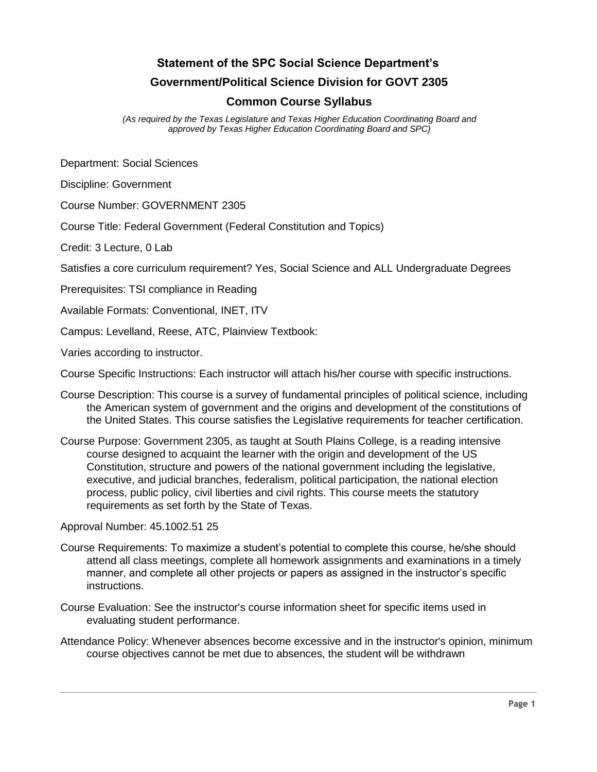# Statement of the SPC Social Science Department's Government/Political Science Division for GOVT 2305

## Common Course Syllabus

*(As required by the Texas Legislature and Texas Higher Education Coordinating Board and approved by Texas Higher Education Coordinating Board and SPC)*

Department: Social Sciences

Discipline: Government

Course Number: GOVERNMENT 2305

Course Title: Federal Government (Federal Constitution and Topics)

Credit: 3 Lecture, 0 Lab

Satisfies a core curriculum requirement? Yes, Social Science and ALL Undergraduate Degrees

Prerequisites: TSI compliance in Reading

Available Formats: Conventional, INET, ITV

Campus: Levelland, Reese, ATC, Plainview Textbook:

Varies according to instructor.

Course Specific Instructions: Each instructor will attach his/her course with specific instructions.

Course Description: This course is a survey of fundamental principles of political science, including the American system of government and the origins and development of the constitutions of the United States. This course satisfies the Legislative requirements for teacher certification.

Course Purpose: Government 2305, as taught at South Plains College, is a reading intensive course designed to acquaint the learner with the origin and development of the US Constitution, structure and powers of the national government including the legislative, executive, and judicial branches, federalism, political participation, the national election process, public policy, civil liberties and civil rights. This course meets the statutory requirements as set forth by the State of Texas.

Approval Number: 45.1002.51 25

Course Requirements: To maximize a student's potential to complete this course, he/she should attend all class meetings, complete all homework assignments and examinations in a timely manner, and complete all other projects or papers as assigned in the instructor's specific instructions.

Course Evaluation: See the instructor's course information sheet for specific items used in evaluating student performance.

Attendance Policy: Whenever absences become excessive and in the instructor's opinion, minimum course objectives cannot be met due to absences, the student will be withdrawn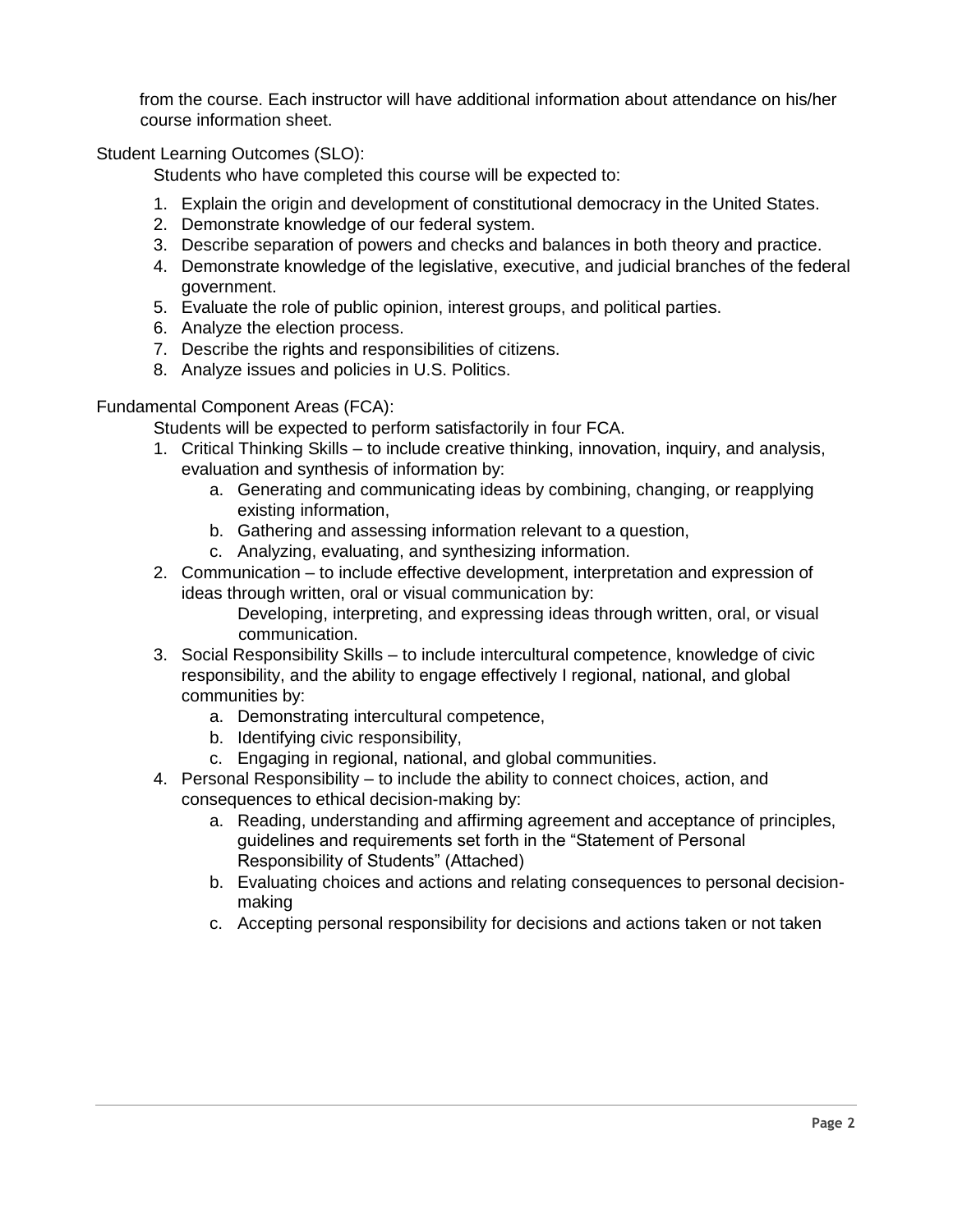from the course. Each instructor will have additional information about attendance on his/her course information sheet.

Student Learning Outcomes (SLO):

Students who have completed this course will be expected to:

1. Explain the origin and development of constitutional democracy in the United States.
2. Demonstrate knowledge of our federal system.
3. Describe separation of powers and checks and balances in both theory and practice.
4. Demonstrate knowledge of the legislative, executive, and judicial branches of the federal government.
5. Evaluate the role of public opinion, interest groups, and political parties.
6. Analyze the election process.
7. Describe the rights and responsibilities of citizens.
8. Analyze issues and policies in U.S. Politics.

Fundamental Component Areas (FCA):

Students will be expected to perform satisfactorily in four FCA.

1. Critical Thinking Skills – to include creative thinking, innovation, inquiry, and analysis, evaluation and synthesis of information by:
    a. Generating and communicating ideas by combining, changing, or reapplying existing information,
    b. Gathering and assessing information relevant to a question,
    c. Analyzing, evaluating, and synthesizing information.
2. Communication – to include effective development, interpretation and expression of ideas through written, oral or visual communication by:

    Developing, interpreting, and expressing ideas through written, oral, or visual communication.
3. Social Responsibility Skills – to include intercultural competence, knowledge of civic responsibility, and the ability to engage effectively I regional, national, and global communities by:
    a. Demonstrating intercultural competence,
    b. Identifying civic responsibility,
    c. Engaging in regional, national, and global communities.
4. Personal Responsibility – to include the ability to connect choices, action, and consequences to ethical decision-making by:
    a. Reading, understanding and affirming agreement and acceptance of principles, guidelines and requirements set forth in the "Statement of Personal Responsibility of Students" (Attached)
    b. Evaluating choices and actions and relating consequences to personal decision-making
    c. Accepting personal responsibility for decisions and actions taken or not taken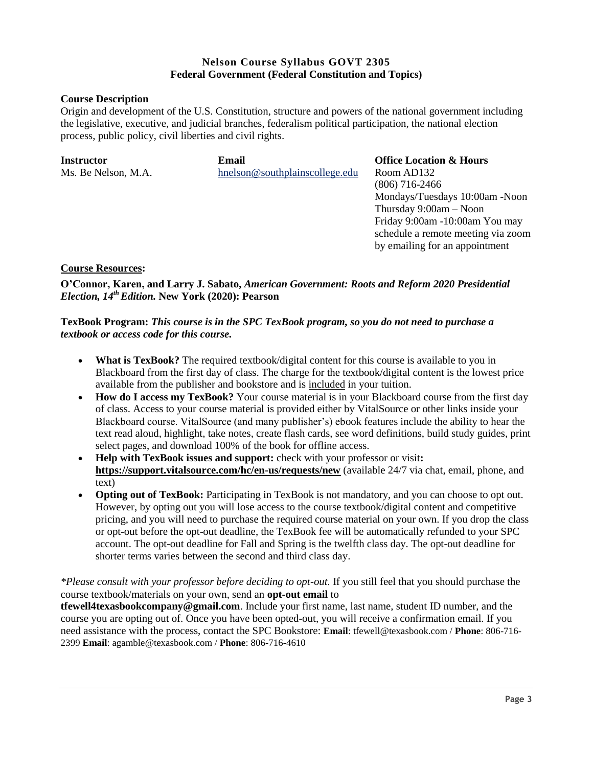# Nelson Course Syllabus GOVT 2305
## Federal Government (Federal Constitution and Topics)

**Course Description**

Origin and development of the U.S. Constitution, structure and powers of the national government including the legislative, executive, and judicial branches, federalism political participation, the national election process, public policy, civil liberties and civil rights.

| **Instructor** | **Email** | **Office Location & Hours** |
|---|---|---|
| Ms. Be Nelson, M.A. | hnelson@southplainscollege.edu | Room AD132<br>(806) 716-2466<br>Mondays/Tuesdays 10:00am -Noon<br>Thursday 9:00am – Noon<br>Friday 9:00am -10:00am You may schedule a remote meeting via zoom by emailing for an appointment |

**Course Resources:**

**O'Connor, Karen, and Larry J. Sabato,** ***American Government: Roots and Reform 2020 Presidential Election, 14th Edition.*** **New York (2020): Pearson**

**TexBook Program:** ***This course is in the SPC TexBook program, so you do not need to purchase a textbook or access code for this course.***

- **What is TexBook?** The required textbook/digital content for this course is available to you in Blackboard from the first day of class. The charge for the textbook/digital content is the lowest price available from the publisher and bookstore and is included in your tuition.
- **How do I access my TexBook?** Your course material is in your Blackboard course from the first day of class. Access to your course material is provided either by VitalSource or other links inside your Blackboard course. VitalSource (and many publisher's) ebook features include the ability to hear the text read aloud, highlight, take notes, create flash cards, see word definitions, build study guides, print select pages, and download 100% of the book for offline access.
- **Help with TexBook issues and support:** check with your professor or visit**: https://support.vitalsource.com/hc/en-us/requests/new** (available 24/7 via chat, email, phone, and text)
- **Opting out of TexBook:** Participating in TexBook is not mandatory, and you can choose to opt out. However, by opting out you will lose access to the course textbook/digital content and competitive pricing, and you will need to purchase the required course material on your own. If you drop the class or opt-out before the opt-out deadline, the TexBook fee will be automatically refunded to your SPC account. The opt-out deadline for Fall and Spring is the twelfth class day. The opt-out deadline for shorter terms varies between the second and third class day.

*\*Please consult with your professor before deciding to opt-out.* If you still feel that you should purchase the course textbook/materials on your own, send an **opt-out email** to **tfewell4texasbookcompany@gmail.com**. Include your first name, last name, student ID number, and the course you are opting out of. Once you have been opted-out, you will receive a confirmation email. If you need assistance with the process, contact the SPC Bookstore: **Email**: tfewell@texasbook.com / **Phone**: 806-716-2399 **Email**: agamble@texasbook.com / **Phone**: 806-716-4610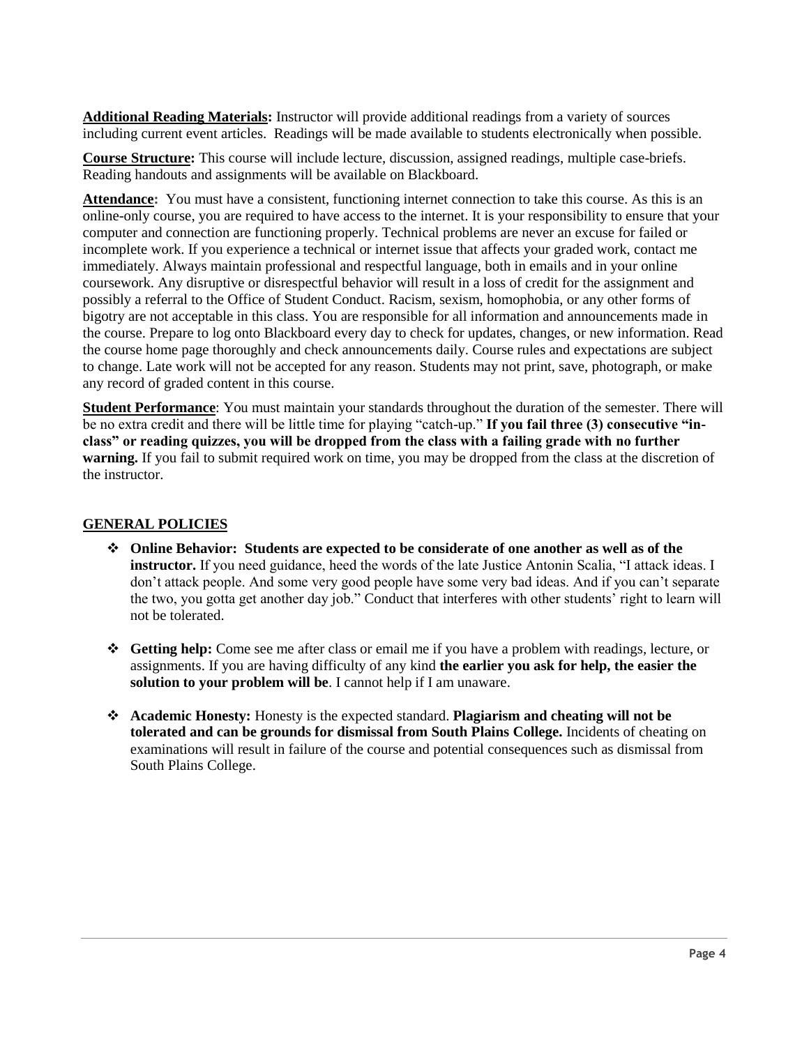**Additional Reading Materials:** Instructor will provide additional readings from a variety of sources including current event articles. Readings will be made available to students electronically when possible.

**Course Structure:** This course will include lecture, discussion, assigned readings, multiple case-briefs. Reading handouts and assignments will be available on Blackboard.

**Attendance:** You must have a consistent, functioning internet connection to take this course. As this is an online-only course, you are required to have access to the internet. It is your responsibility to ensure that your computer and connection are functioning properly. Technical problems are never an excuse for failed or incomplete work. If you experience a technical or internet issue that affects your graded work, contact me immediately. Always maintain professional and respectful language, both in emails and in your online coursework. Any disruptive or disrespectful behavior will result in a loss of credit for the assignment and possibly a referral to the Office of Student Conduct. Racism, sexism, homophobia, or any other forms of bigotry are not acceptable in this class. You are responsible for all information and announcements made in the course. Prepare to log onto Blackboard every day to check for updates, changes, or new information. Read the course home page thoroughly and check announcements daily. Course rules and expectations are subject to change. Late work will not be accepted for any reason. Students may not print, save, photograph, or make any record of graded content in this course.

**Student Performance**: You must maintain your standards throughout the duration of the semester. There will be no extra credit and there will be little time for playing "catch-up." **If you fail three (3) consecutive "in-class" or reading quizzes, you will be dropped from the class with a failing grade with no further warning.** If you fail to submit required work on time, you may be dropped from the class at the discretion of the instructor.

## GENERAL POLICIES

- **Online Behavior: Students are expected to be considerate of one another as well as of the instructor.** If you need guidance, heed the words of the late Justice Antonin Scalia, "I attack ideas. I don't attack people. And some very good people have some very bad ideas. And if you can't separate the two, you gotta get another day job." Conduct that interferes with other students' right to learn will not be tolerated.

- **Getting help:** Come see me after class or email me if you have a problem with readings, lecture, or assignments. If you are having difficulty of any kind **the earlier you ask for help, the easier the solution to your problem will be**. I cannot help if I am unaware.

- **Academic Honesty:** Honesty is the expected standard. **Plagiarism and cheating will not be tolerated and can be grounds for dismissal from South Plains College.** Incidents of cheating on examinations will result in failure of the course and potential consequences such as dismissal from South Plains College.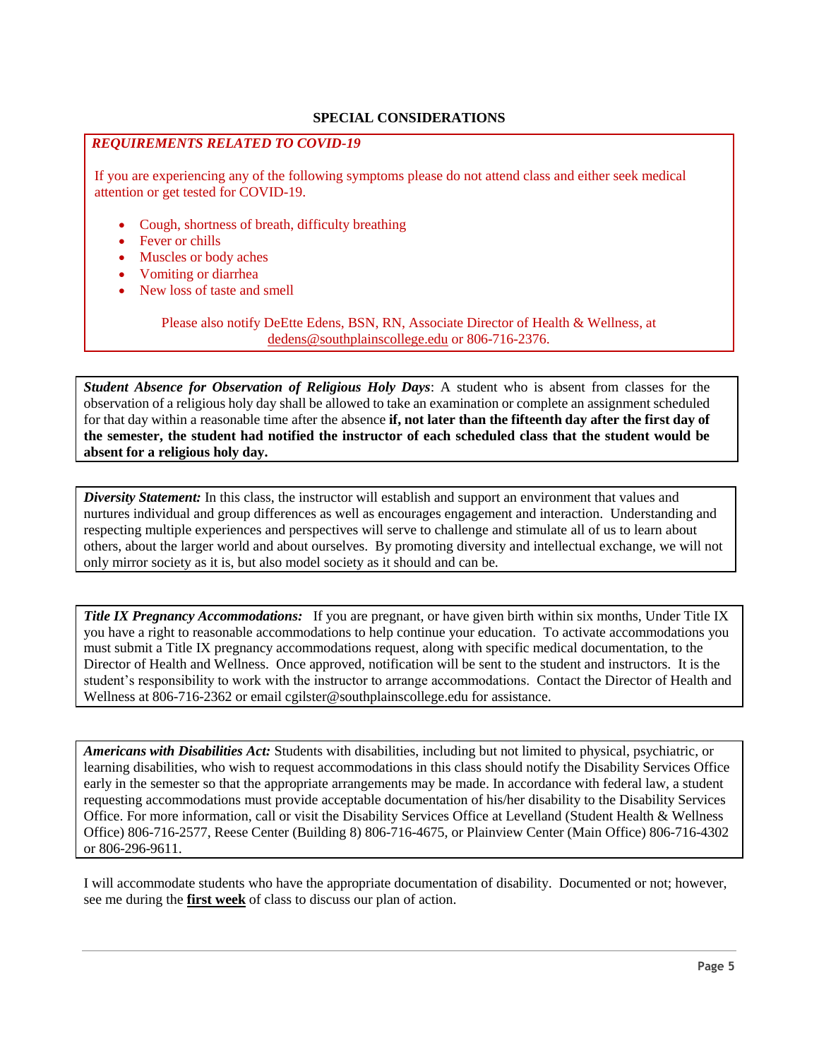## SPECIAL CONSIDERATIONS

***REQUIREMENTS RELATED TO COVID-19***

If you are experiencing any of the following symptoms please do not attend class and either seek medical attention or get tested for COVID-19.

- Cough, shortness of breath, difficulty breathing
- Fever or chills
- Muscles or body aches
- Vomiting or diarrhea
- New loss of taste and smell

Please also notify DeEtte Edens, BSN, RN, Associate Director of Health & Wellness, at dedens@southplainscollege.edu or 806-716-2376.

***Student Absence for Observation of Religious Holy Days***: A student who is absent from classes for the observation of a religious holy day shall be allowed to take an examination or complete an assignment scheduled for that day within a reasonable time after the absence **if, not later than the fifteenth day after the first day of the semester, the student had notified the instructor of each scheduled class that the student would be absent for a religious holy day.**

***Diversity Statement:*** In this class, the instructor will establish and support an environment that values and nurtures individual and group differences as well as encourages engagement and interaction. Understanding and respecting multiple experiences and perspectives will serve to challenge and stimulate all of us to learn about others, about the larger world and about ourselves. By promoting diversity and intellectual exchange, we will not only mirror society as it is, but also model society as it should and can be.

***Title IX Pregnancy Accommodations:*** If you are pregnant, or have given birth within six months, Under Title IX you have a right to reasonable accommodations to help continue your education. To activate accommodations you must submit a Title IX pregnancy accommodations request, along with specific medical documentation, to the Director of Health and Wellness. Once approved, notification will be sent to the student and instructors. It is the student's responsibility to work with the instructor to arrange accommodations. Contact the Director of Health and Wellness at 806-716-2362 or email cgilster@southplainscollege.edu for assistance.

***Americans with Disabilities Act:*** Students with disabilities, including but not limited to physical, psychiatric, or learning disabilities, who wish to request accommodations in this class should notify the Disability Services Office early in the semester so that the appropriate arrangements may be made. In accordance with federal law, a student requesting accommodations must provide acceptable documentation of his/her disability to the Disability Services Office. For more information, call or visit the Disability Services Office at Levelland (Student Health & Wellness Office) 806-716-2577, Reese Center (Building 8) 806-716-4675, or Plainview Center (Main Office) 806-716-4302 or 806-296-9611.

I will accommodate students who have the appropriate documentation of disability. Documented or not; however, see me during the **first week** of class to discuss our plan of action.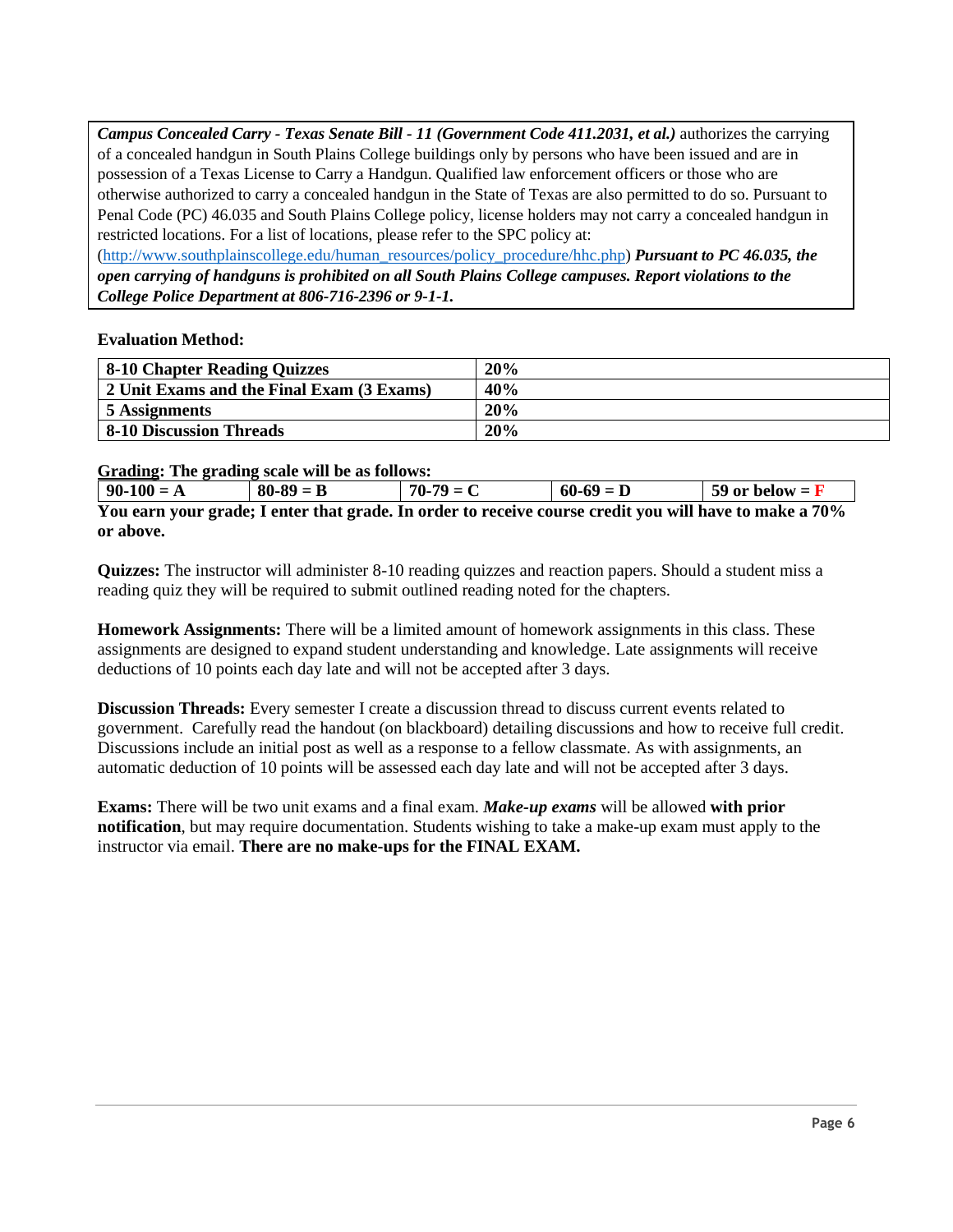***Campus Concealed Carry - Texas Senate Bill - 11 (Government Code 411.2031, et al.)*** authorizes the carrying of a concealed handgun in South Plains College buildings only by persons who have been issued and are in possession of a Texas License to Carry a Handgun. Qualified law enforcement officers or those who are otherwise authorized to carry a concealed handgun in the State of Texas are also permitted to do so. Pursuant to Penal Code (PC) 46.035 and South Plains College policy, license holders may not carry a concealed handgun in restricted locations. For a list of locations, please refer to the SPC policy at: (http://www.southplainscollege.edu/human_resources/policy_procedure/hhc.php) ***Pursuant to PC 46.035, the open carrying of handguns is prohibited on all South Plains College campuses. Report violations to the College Police Department at 806-716-2396 or 9-1-1.***

**Evaluation Method:**

| | |
|---|---|
| **8-10 Chapter Reading Quizzes** | **20%** |
| **2 Unit Exams and the Final Exam (3 Exams)** | **40%** |
| **5 Assignments** | **20%** |
| **8-10 Discussion Threads** | **20%** |

**Grading: The grading scale will be as follows:**

| | | | | |
|---|---|---|---|---|
| **90-100 = A** | **80-89 = B** | **70-79 = C** | **60-69 = D** | **59 or below = F** |

**You earn your grade; I enter that grade. In order to receive course credit you will have to make a 70% or above.**

**Quizzes:** The instructor will administer 8-10 reading quizzes and reaction papers. Should a student miss a reading quiz they will be required to submit outlined reading noted for the chapters.

**Homework Assignments:** There will be a limited amount of homework assignments in this class. These assignments are designed to expand student understanding and knowledge. Late assignments will receive deductions of 10 points each day late and will not be accepted after 3 days.

**Discussion Threads:** Every semester I create a discussion thread to discuss current events related to government. Carefully read the handout (on blackboard) detailing discussions and how to receive full credit. Discussions include an initial post as well as a response to a fellow classmate. As with assignments, an automatic deduction of 10 points will be assessed each day late and will not be accepted after 3 days.

**Exams:** There will be two unit exams and a final exam. ***Make-up exams*** will be allowed **with prior notification**, but may require documentation. Students wishing to take a make-up exam must apply to the instructor via email. **There are no make-ups for the FINAL EXAM.**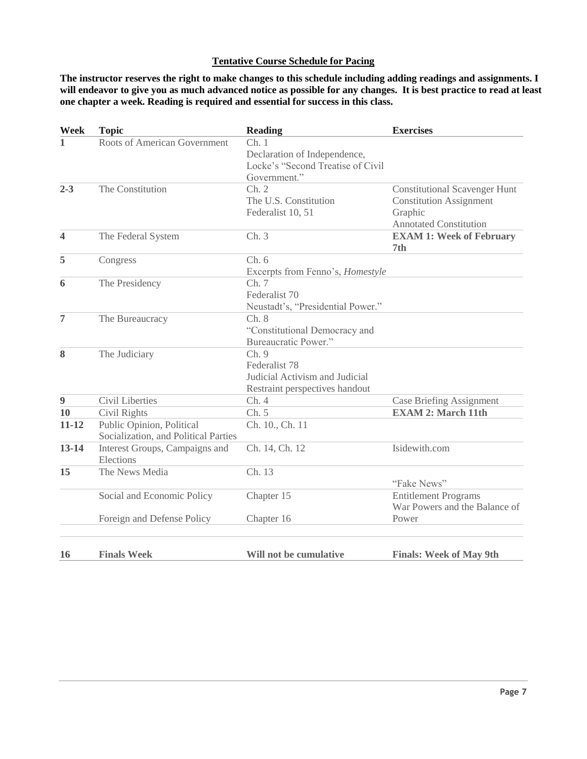## Tentative Course Schedule for Pacing

**The instructor reserves the right to make changes to this schedule including adding readings and assignments. I will endeavor to give you as much advanced notice as possible for any changes. It is best practice to read at least one chapter a week. Reading is required and essential for success in this class.**

| Week | Topic | Reading | Exercises |
|---|---|---|---|
| 1 | Roots of American Government | Ch. 1<br>Declaration of Independence,<br>Locke's "Second Treatise of Civil Government." | |
| 2-3 | The Constitution | Ch. 2<br>The U.S. Constitution<br>Federalist 10, 51 | Constitutional Scavenger Hunt<br>Constitution Assignment<br>Graphic<br>Annotated Constitution |
| 4 | The Federal System | Ch. 3 | **EXAM 1: Week of February 7th** |
| 5 | Congress | Ch. 6<br>Excerpts from Fenno's, *Homestyle* | |
| 6 | The Presidency | Ch. 7<br>Federalist 70<br>Neustadt's, "Presidential Power." | |
| 7 | The Bureaucracy | Ch. 8<br>"Constitutional Democracy and Bureaucratic Power." | |
| 8 | The Judiciary | Ch. 9<br>Federalist 78<br>Judicial Activism and Judicial Restraint perspectives handout | |
| 9 | Civil Liberties | Ch. 4 | Case Briefing Assignment |
| 10 | Civil Rights | Ch. 5 | **EXAM 2: March 11th** |
| 11-12 | Public Opinion, Political Socialization, and Political Parties | Ch. 10., Ch. 11 | |
| 13-14 | Interest Groups, Campaigns and Elections | Ch. 14, Ch. 12 | Isidewith.com |
| 15 | The News Media | Ch. 13 | "Fake News" |
| | Social and Economic Policy<br><br>Foreign and Defense Policy | Chapter 15<br><br>Chapter 16 | Entitlement Programs<br>War Powers and the Balance of Power |
| **16** | **Finals Week** | **Will not be cumulative** | **Finals: Week of May 9th** |